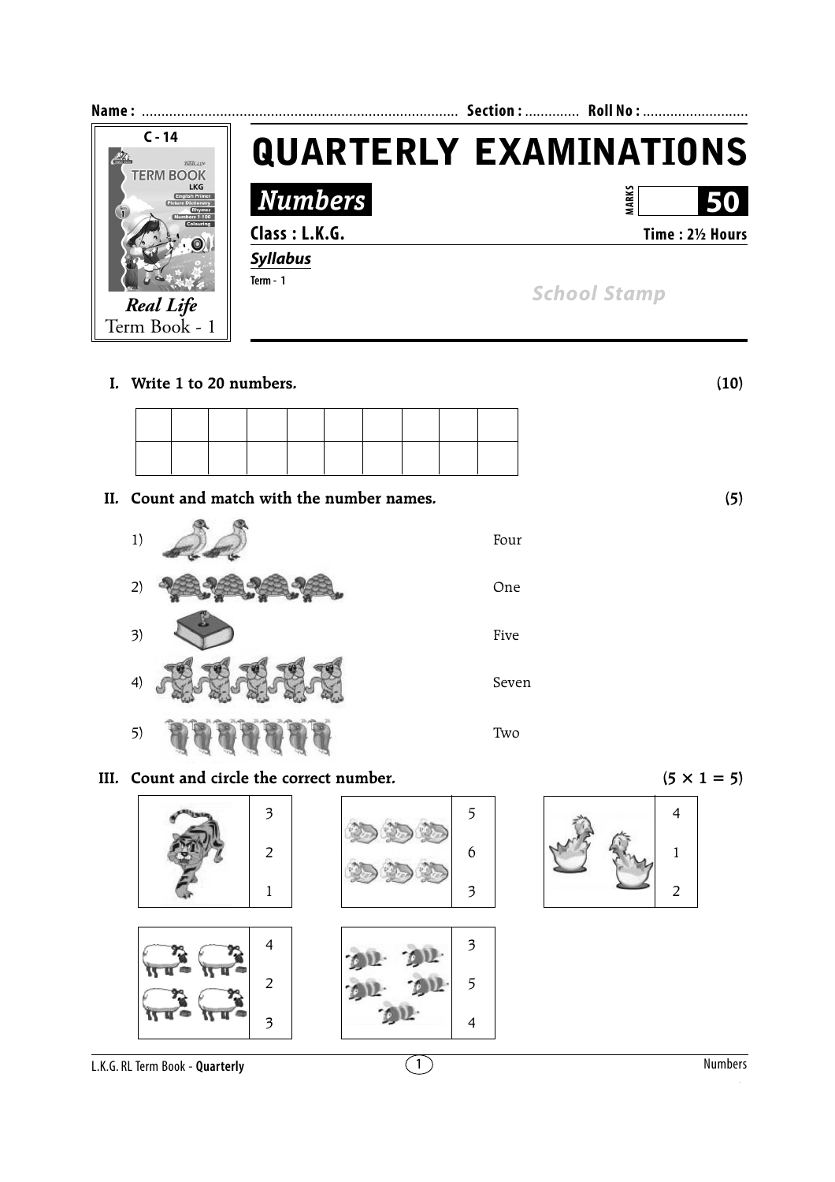**Name :** ................................................................................ **Section :** ............. **Roll No :** ...........................

C - 14

*Real Life*
Term Book - 1

# QUARTERLY EXAMINATIONS

## *Numbers*

**MARKS** **50**

**Class : L.K.G.** **Time : 2½ Hours**

***Syllabus***

**Term - 1**

*School Stamp*

**I. Write 1 to 20 numbers. (10)**

| | | | | | | | | | |
|---|---|---|---|---|---|---|---|---|---|
| | | | | | | | | | |
| | | | | | | | | | |

**II. Count and match with the number names. (5)**

1) Four

2) One

3) Five

4) Seven

5) Two

**III. Count and circle the correct number. (5 × 1 = 5)**

| | |
|---|---|
| | 3 |
| | 2 |
| | 1 |

| | |
|---|---|
| | 5 |
| | 6 |
| | 3 |

| | |
|---|---|
| | 4 |
| | 1 |
| | 2 |

| | |
|---|---|
| | 4 |
| | 2 |
| | 3 |

| | |
|---|---|
| | 3 |
| | 5 |
| | 4 |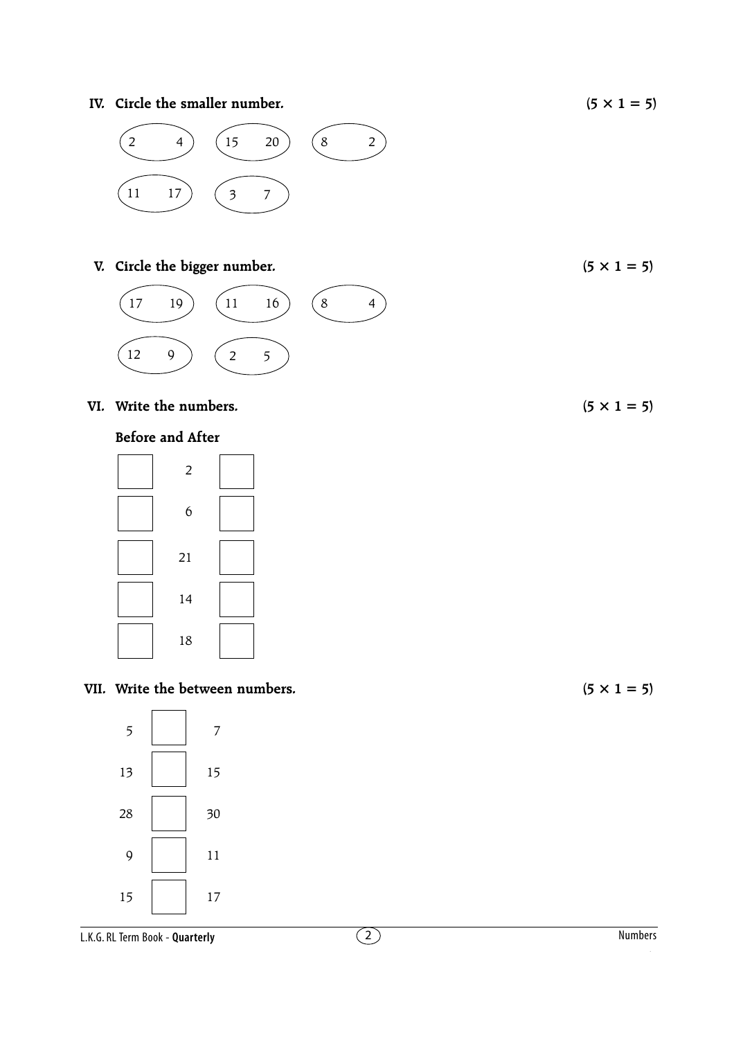## IV. Circle the smaller number. (5 × 1 = 5)

(2 4) (15 20) (8 2)

(11 17) (3 7)

## V. Circle the bigger number. (5 × 1 = 5)

(17 19) (11 16) (8 4)

(12 9) (2 5)

## VI. Write the numbers. (5 × 1 = 5)

**Before and After**

| | | |
|---|---|---|
| ☐ | 2 | ☐ |
| ☐ | 6 | ☐ |
| ☐ | 21 | ☐ |
| ☐ | 14 | ☐ |
| ☐ | 18 | ☐ |

## VII. Write the between numbers. (5 × 1 = 5)

| | | |
|---|---|---|
| 5 | ☐ | 7 |
| 13 | ☐ | 15 |
| 28 | ☐ | 30 |
| 9 | ☐ | 11 |
| 15 | ☐ | 17 |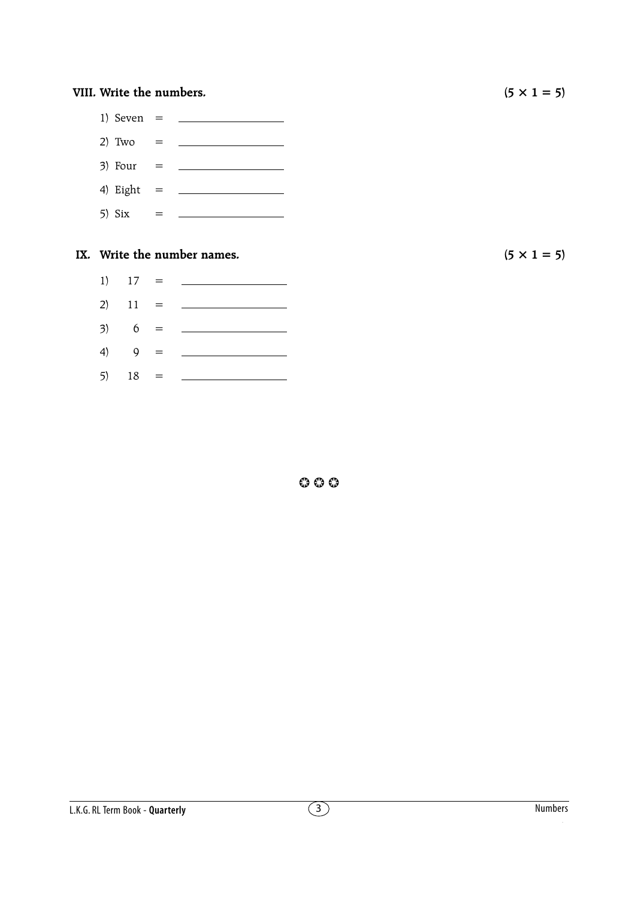## VIII. Write the numbers. (5 × 1 = 5)

1) Seven = ________________

2) Two = ________________

3) Four = ________________

4) Eight = ________________

5) Six = ________________

## IX. Write the number names. (5 × 1 = 5)

1) 17 = ________________

2) 11 = ________________

3) 6 = ________________

4) 9 = ________________

5) 18 = ________________

❂ ❂ ❂